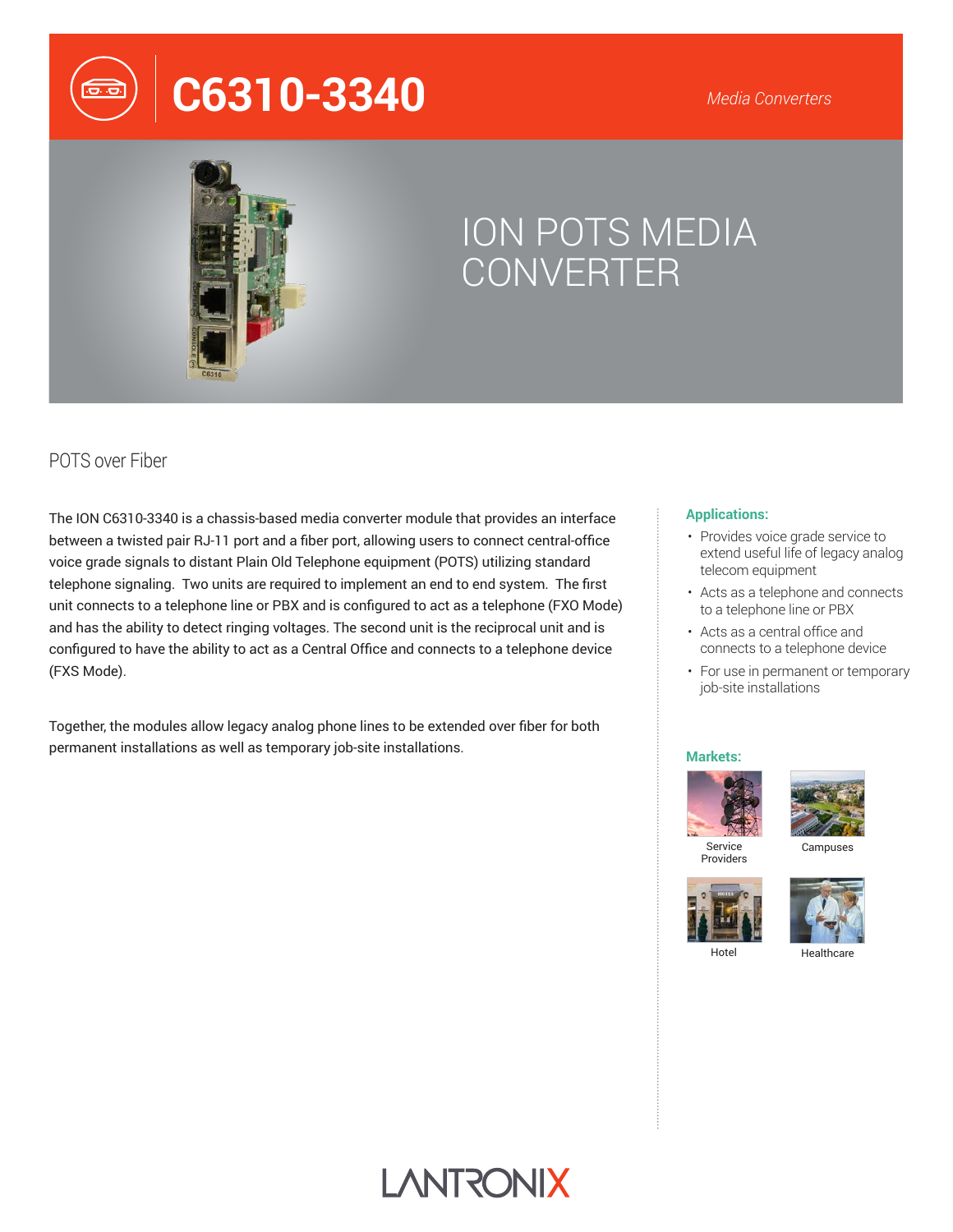# C6310-3340

*Media Converters*

## ION POTS MEDIA CONVERTER

### POTS over Fiber

The ION C6310-3340 is a chassis-based media converter module that provides an interface between a twisted pair RJ-11 port and a fiber port, allowing users to connect central-office voice grade signals to distant Plain Old Telephone equipment (POTS) utilizing standard telephone signaling. Two units are required to implement an end to end system. The first unit connects to a telephone line or PBX and is configured to act as a telephone (FXO Mode) and has the ability to detect ringing voltages. The second unit is the reciprocal unit and is configured to have the ability to act as a Central Office and connects to a telephone device (FXS Mode).

Together, the modules allow legacy analog phone lines to be extended over fiber for both permanent installations as well as temporary job-site installations.

**Applications:**

- Provides voice grade service to extend useful life of legacy analog telecom equipment
- Acts as a telephone and connects to a telephone line or PBX
- Acts as a central office and connects to a telephone device
- For use in permanent or temporary job-site installations

**Markets:**

Service Providers

Campuses

Hotel

Healthcare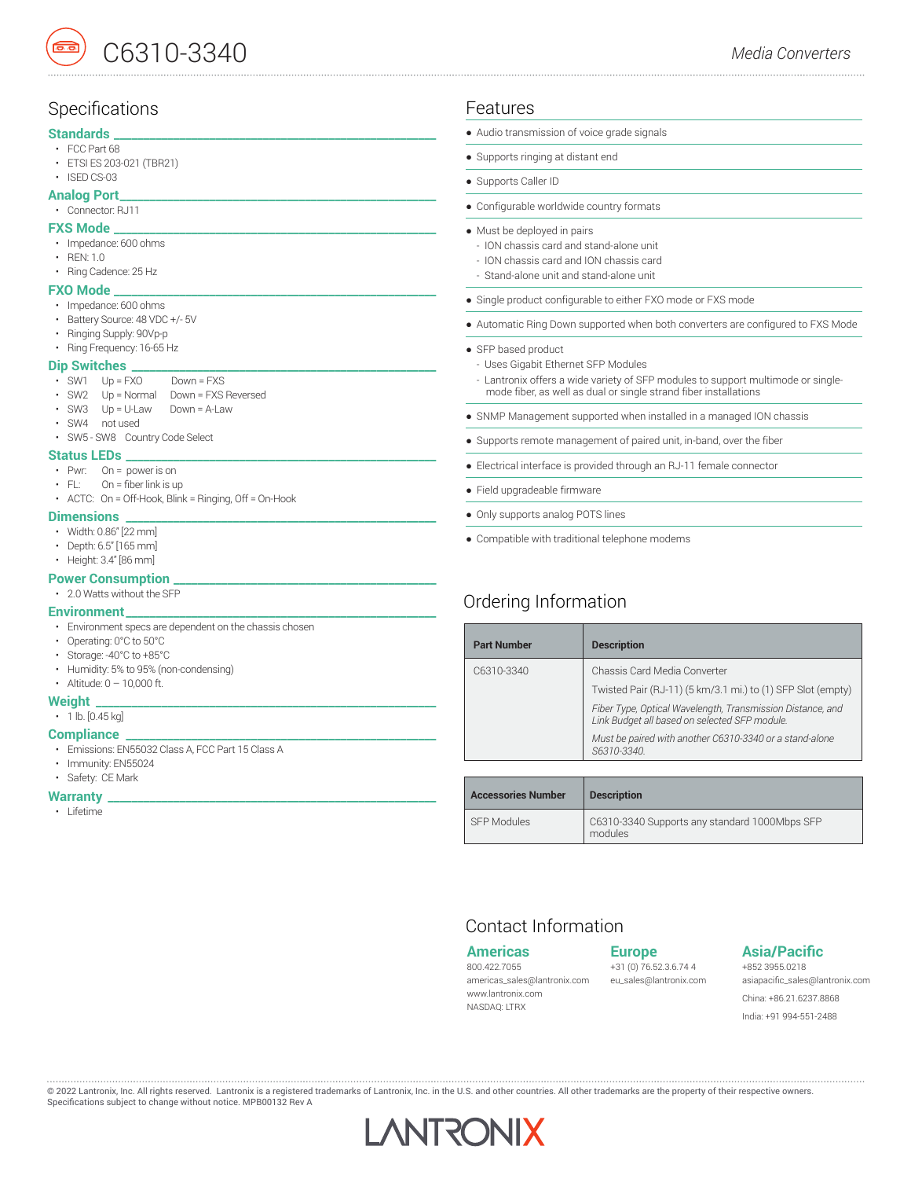# C6310-3340

*Media Converters*

## Specifications

### Standards
- FCC Part 68
- ETSI ES 203-021 (TBR21)
- ISED CS-03

### Analog Port
- Connector: RJ11

### FXS Mode
- Impedance: 600 ohms
- REN: 1.0
- Ring Cadence: 25 Hz

### FXO Mode
- Impedance: 600 ohms
- Battery Source: 48 VDC +/- 5V
- Ringing Supply: 90Vp-p
- Ring Frequency: 16-65 Hz

### Dip Switches
- SW1 Up = FXO Down = FXS
- SW2 Up = Normal Down = FXS Reversed
- SW3 Up = U-Law Down = A-Law
- SW4 not used
- SW5 - SW8 Country Code Select

### Status LEDs
- Pwr: On = power is on
- FL: On = fiber link is up
- ACTC: On = Off-Hook, Blink = Ringing, Off = On-Hook

### Dimensions
- Width: 0.86" [22 mm]
- Depth: 6.5" [165 mm]
- Height: 3.4" [86 mm]

### Power Consumption
- 2.0 Watts without the SFP

### Environment
- Environment specs are dependent on the chassis chosen
- Operating: 0°C to 50°C
- Storage: -40°C to +85°C
- Humidity: 5% to 95% (non-condensing)
- Altitude: 0 – 10,000 ft.

### Weight
- 1 lb. [0.45 kg]

### Compliance
- Emissions: EN55032 Class A, FCC Part 15 Class A
- Immunity: EN55024
- Safety: CE Mark

### Warranty
- Lifetime

## Features

- Audio transmission of voice grade signals
- Supports ringing at distant end
- Supports Caller ID
- Configurable worldwide country formats
- Must be deployed in pairs
  - ION chassis card and stand-alone unit
  - ION chassis card and ION chassis card
  - Stand-alone unit and stand-alone unit
- Single product configurable to either FXO mode or FXS mode
- Automatic Ring Down supported when both converters are configured to FXS Mode
- SFP based product
  - Uses Gigabit Ethernet SFP Modules
  - Lantronix offers a wide variety of SFP modules to support multimode or single-mode fiber, as well as dual or single strand fiber installations
- SNMP Management supported when installed in a managed ION chassis
- Supports remote management of paired unit, in-band, over the fiber
- Electrical interface is provided through an RJ-11 female connector
- Field upgradeable firmware
- Only supports analog POTS lines
- Compatible with traditional telephone modems

## Ordering Information

| Part Number | Description |
|---|---|
| C6310-3340 | Chassis Card Media Converter<br>Twisted Pair (RJ-11) (5 km/3.1 mi.) to (1) SFP Slot (empty)<br>*Fiber Type, Optical Wavelength, Transmission Distance, and Link Budget all based on selected SFP module.*<br>*Must be paired with another C6310-3340 or a stand-alone S6310-3340.* |

| Accessories Number | Description |
|---|---|
| SFP Modules | C6310-3340 Supports any standard 1000Mbps SFP modules |

## Contact Information

### Americas
800.422.7055
americas_sales@lantronix.com
www.lantronix.com
NASDAQ: LTRX

### Europe
+31 (0) 76.52.3.6.74 4
eu_sales@lantronix.com

### Asia/Pacific
+852 3955.0218
asiapacific_sales@lantronix.com
China: +86.21.6237.8868
India: +91 994-551-2488

© 2022 Lantronix, Inc. All rights reserved. Lantronix is a registered trademarks of Lantronix, Inc. in the U.S. and other countries. All other trademarks are the property of their respective owners. Specifications subject to change without notice. MPB00132 Rev A

LANTRONIX